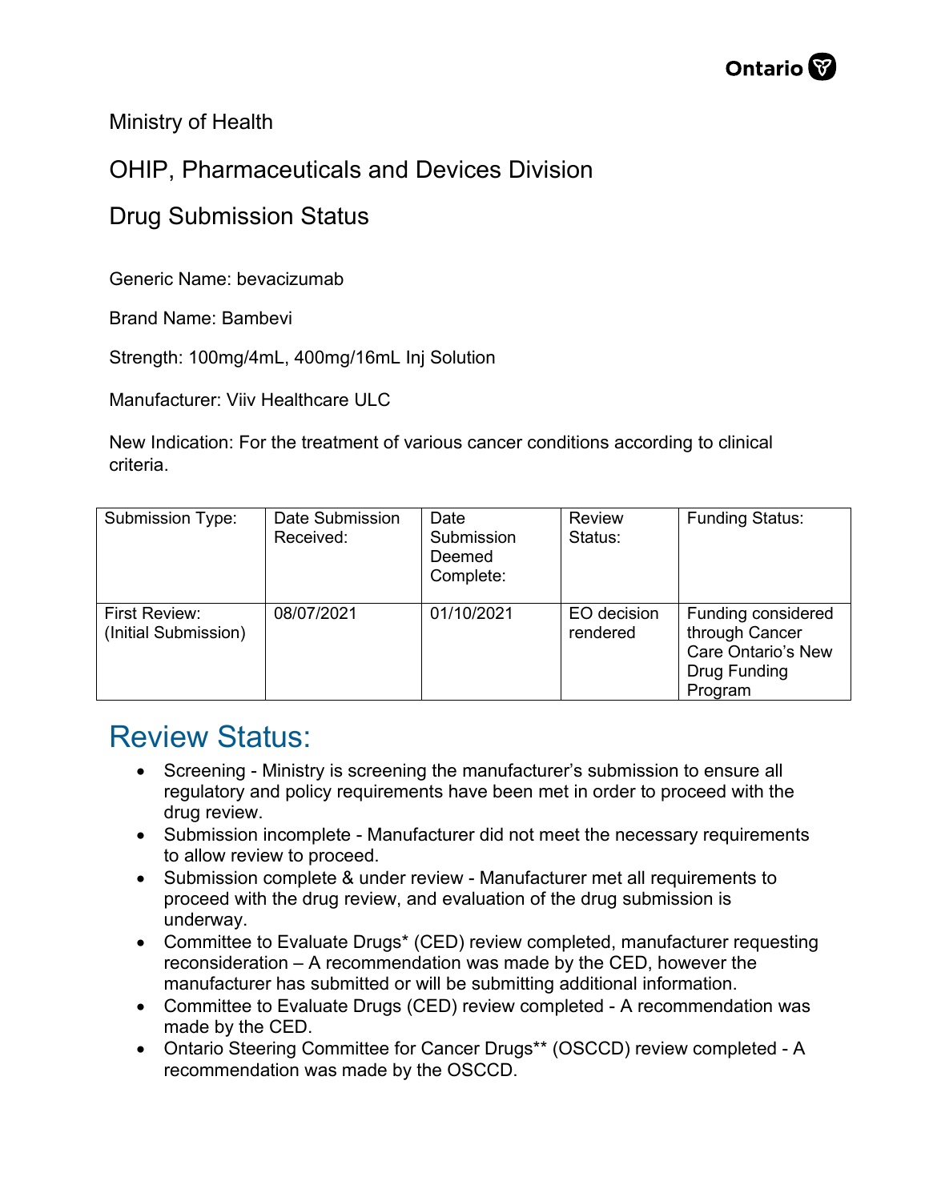Ministry of Health

OHIP, Pharmaceuticals and Devices Division

Drug Submission Status

Generic Name: bevacizumab

Brand Name: Bambevi

Strength: 100mg/4mL, 400mg/16mL Inj Solution

Manufacturer: Viiv Healthcare ULC

New Indication: For the treatment of various cancer conditions according to clinical criteria.

| Submission Type: | Date Submission Received: | Date Submission Deemed Complete: | Review Status: | Funding Status: |
|---|---|---|---|---|
| First Review: (Initial Submission) | 08/07/2021 | 01/10/2021 | EO decision rendered | Funding considered through Cancer Care Ontario's New Drug Funding Program |

# Review Status:

- Screening - Ministry is screening the manufacturer's submission to ensure all regulatory and policy requirements have been met in order to proceed with the drug review.
- Submission incomplete - Manufacturer did not meet the necessary requirements to allow review to proceed.
- Submission complete & under review - Manufacturer met all requirements to proceed with the drug review, and evaluation of the drug submission is underway.
- Committee to Evaluate Drugs* (CED) review completed, manufacturer requesting reconsideration – A recommendation was made by the CED, however the manufacturer has submitted or will be submitting additional information.
- Committee to Evaluate Drugs (CED) review completed - A recommendation was made by the CED.
- Ontario Steering Committee for Cancer Drugs** (OSCCD) review completed - A recommendation was made by the OSCCD.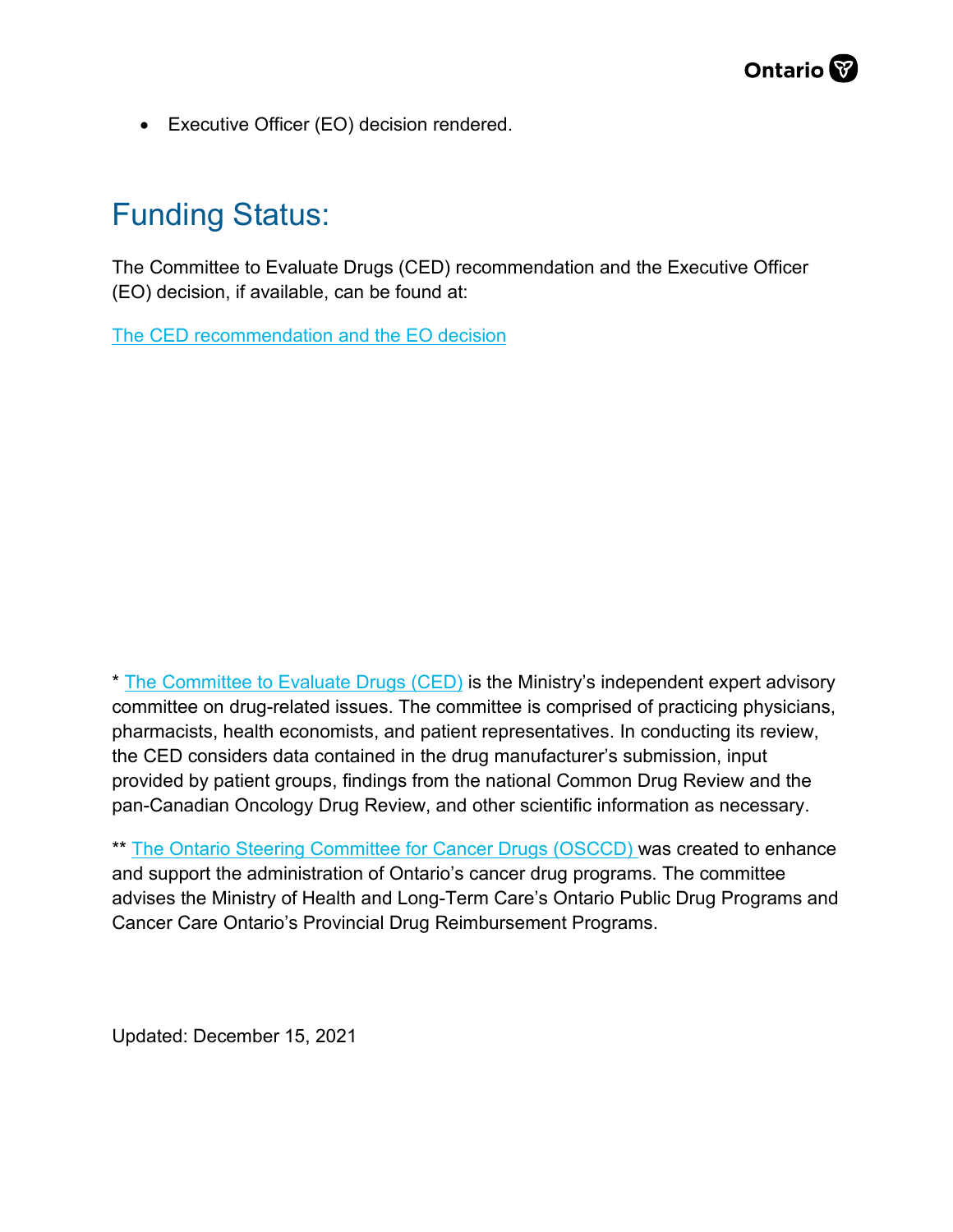- Executive Officer (EO) decision rendered.

# Funding Status:

The Committee to Evaluate Drugs (CED) recommendation and the Executive Officer (EO) decision, if available, can be found at:

The CED recommendation and the EO decision

* The Committee to Evaluate Drugs (CED) is the Ministry's independent expert advisory committee on drug-related issues. The committee is comprised of practicing physicians, pharmacists, health economists, and patient representatives. In conducting its review, the CED considers data contained in the drug manufacturer's submission, input provided by patient groups, findings from the national Common Drug Review and the pan-Canadian Oncology Drug Review, and other scientific information as necessary.

** The Ontario Steering Committee for Cancer Drugs (OSCCD) was created to enhance and support the administration of Ontario's cancer drug programs. The committee advises the Ministry of Health and Long-Term Care's Ontario Public Drug Programs and Cancer Care Ontario's Provincial Drug Reimbursement Programs.

Updated: December 15, 2021